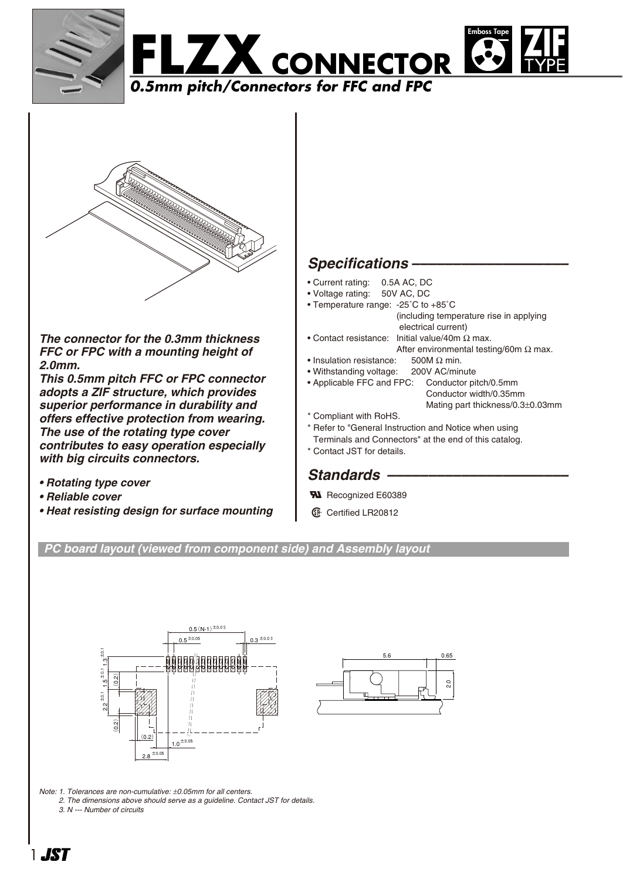# FLZX CONNECTOR

*0.5mm pitch/Connectors for FFC and FPC*

Emboss Tape ZIF TYPE

***The connector for the 0.3mm thickness FFC or FPC with a mounting height of 2.0mm.***
***This 0.5mm pitch FFC or FPC connector adopts a ZIF structure, which provides superior performance in durability and offers effective protection from wearing. The use of the rotating type cover contributes to easy operation especially with big circuits connectors.***

- ***Rotating type cover***
- ***Reliable cover***
- ***Heat resisting design for surface mounting***

## Specifications

- Current rating: 0.5A AC, DC
- Voltage rating: 50V AC, DC
- Temperature range: -25˚C to +85˚C (including temperature rise in applying electrical current)
- Contact resistance: Initial value/40m Ω max. After environmental testing/60m Ω max.
- Insulation resistance: 500M Ω min.
- Withstanding voltage: 200V AC/minute
- Applicable FFC and FPC: Conductor pitch/0.5mm, Conductor width/0.35mm, Mating part thickness/0.3±0.03mm

\* Compliant with RoHS.
\* Refer to "General Instruction and Notice when using Terminals and Connectors" at the end of this catalog.
\* Contact JST for details.

## Standards

Recognized E60389
Certified LR20812

### PC board layout (viewed from component side) and Assembly layout

Note: 1. Tolerances are non-cumulative: ±0.05mm for all centers.
2. The dimensions above should serve as a guideline. Contact JST for details.
3. N --- Number of circuits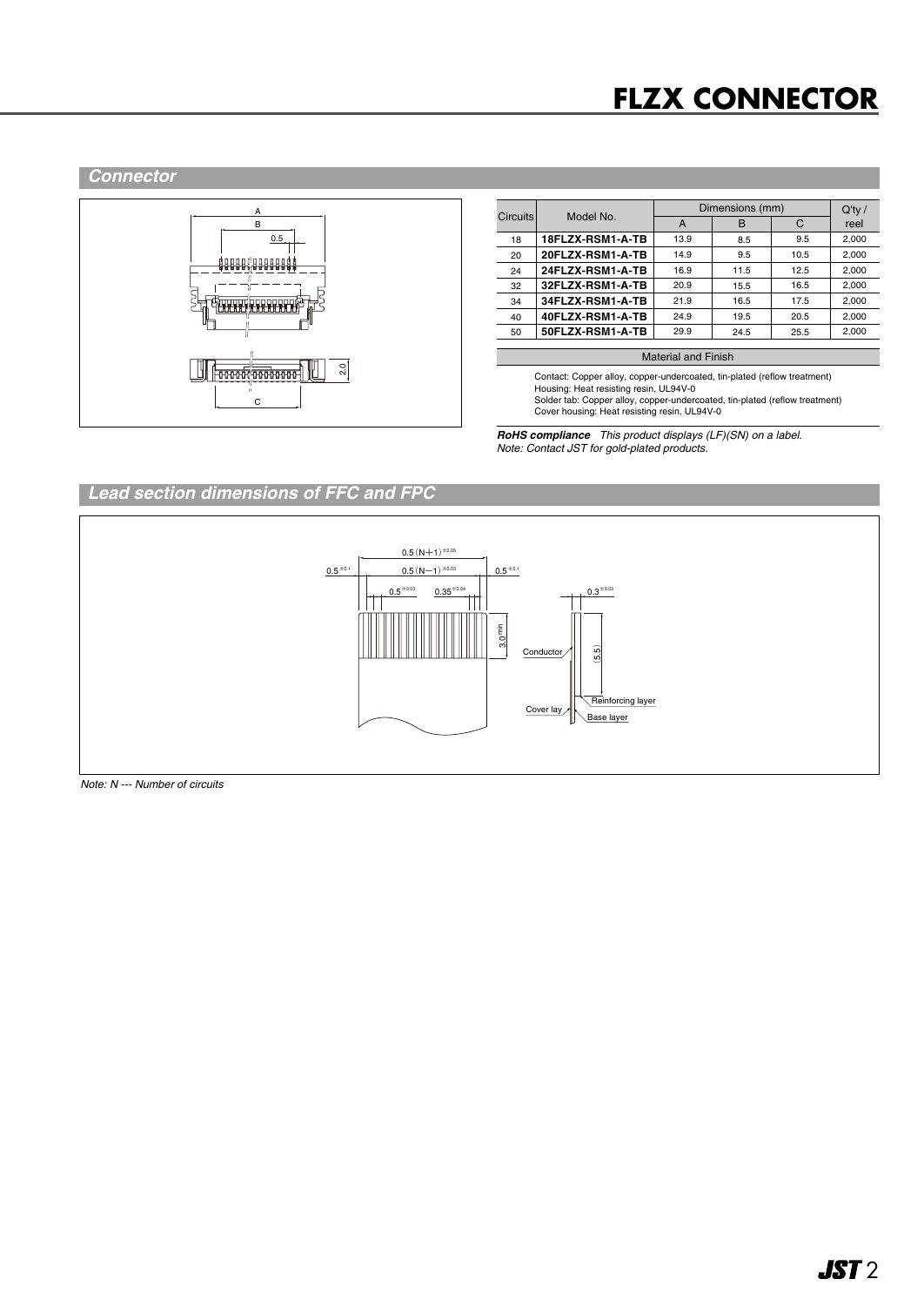# FLZX CONNECTOR

## Connector

A
B
0.5
2.0
C

| Circuits | Model No. | Dimensions (mm) | | | Q'ty / reel |
|---|---|---|---|---|---|
| | | A | B | C | |
| 18 | **18FLZX-RSM1-A-TB** | 13.9 | 8.5 | 9.5 | 2,000 |
| 20 | **20FLZX-RSM1-A-TB** | 14.9 | 9.5 | 10.5 | 2,000 |
| 24 | **24FLZX-RSM1-A-TB** | 16.9 | 11.5 | 12.5 | 2,000 |
| 32 | **32FLZX-RSM1-A-TB** | 20.9 | 15.5 | 16.5 | 2,000 |
| 34 | **34FLZX-RSM1-A-TB** | 21.9 | 16.5 | 17.5 | 2,000 |
| 40 | **40FLZX-RSM1-A-TB** | 24.9 | 19.5 | 20.5 | 2,000 |
| 50 | **50FLZX-RSM1-A-TB** | 29.9 | 24.5 | 25.5 | 2,000 |

### Material and Finish

Contact: Copper alloy, copper-undercoated, tin-plated (reflow treatment)
Housing: Heat resisting resin, UL94V-0
Solder tab: Copper alloy, copper-undercoated, tin-plated (reflow treatment)
Cover housing: Heat resisting resin, UL94V-0

***RoHS compliance*** *This product displays (LF)(SN) on a label.*
*Note: Contact JST for gold-plated products.*

## Lead section dimensions of FFC and FPC

$0.5(N+1)^{\pm0.05}$
$0.5^{\pm0.1}$
$0.5(N-1)^{\pm0.03}$
$0.5^{\pm0.1}$
$0.5^{\pm0.03}$
$0.35^{\pm0.04}$
3.0 min
$0.3^{\pm0.03}$
Conductor
(5.5)
Reinforcing layer
Cover lay
Base layer

*Note: N --- Number of circuits*